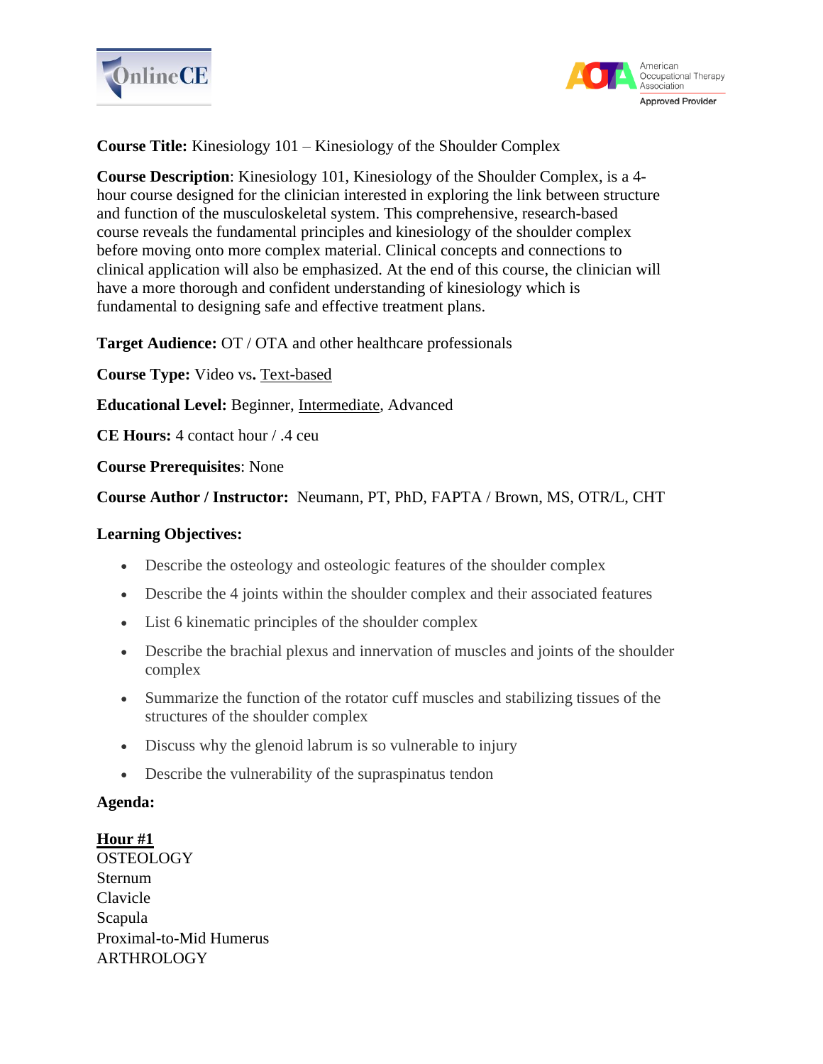**Course Title:** Kinesiology 101 – Kinesiology of the Shoulder Complex

**Course Description**: Kinesiology 101, Kinesiology of the Shoulder Complex, is a 4-hour course designed for the clinician interested in exploring the link between structure and function of the musculoskeletal system. This comprehensive, research-based course reveals the fundamental principles and kinesiology of the shoulder complex before moving onto more complex material. Clinical concepts and connections to clinical application will also be emphasized. At the end of this course, the clinician will have a more thorough and confident understanding of kinesiology which is fundamental to designing safe and effective treatment plans.

**Target Audience:** OT / OTA and other healthcare professionals

**Course Type:** Video vs. <u>Text-based</u>

**Educational Level:** Beginner, <u>Intermediate</u>, Advanced

**CE Hours:** 4 contact hour / .4 ceu

**Course Prerequisites**: None

**Course Author / Instructor:** Neumann, PT, PhD, FAPTA / Brown, MS, OTR/L, CHT

**Learning Objectives:**

- Describe the osteology and osteologic features of the shoulder complex
- Describe the 4 joints within the shoulder complex and their associated features
- List 6 kinematic principles of the shoulder complex
- Describe the brachial plexus and innervation of muscles and joints of the shoulder complex
- Summarize the function of the rotator cuff muscles and stabilizing tissues of the structures of the shoulder complex
- Discuss why the glenoid labrum is so vulnerable to injury
- Describe the vulnerability of the supraspinatus tendon

**Agenda:**

**<u>Hour #1</u>**
OSTEOLOGY
Sternum
Clavicle
Scapula
Proximal-to-Mid Humerus
ARTHROLOGY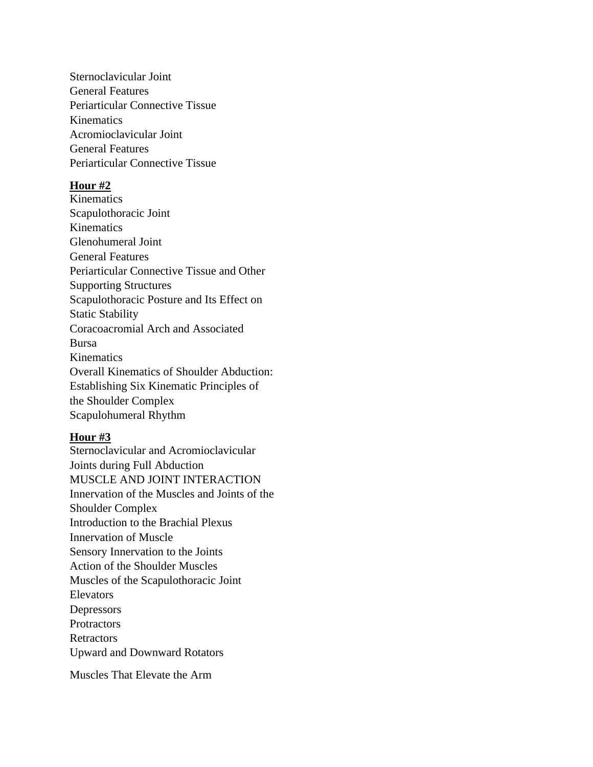Sternoclavicular Joint
General Features
Periarticular Connective Tissue
Kinematics
Acromioclavicular Joint
General Features
Periarticular Connective Tissue

**Hour #2**

Kinematics
Scapulothoracic Joint
Kinematics
Glenohumeral Joint
General Features
Periarticular Connective Tissue and Other Supporting Structures
Scapulothoracic Posture and Its Effect on Static Stability
Coracoacromial Arch and Associated Bursa
Kinematics
Overall Kinematics of Shoulder Abduction: Establishing Six Kinematic Principles of the Shoulder Complex
Scapulohumeral Rhythm

**Hour #3**

Sternoclavicular and Acromioclavicular Joints during Full Abduction
MUSCLE AND JOINT INTERACTION
Innervation of the Muscles and Joints of the Shoulder Complex
Introduction to the Brachial Plexus
Innervation of Muscle
Sensory Innervation to the Joints
Action of the Shoulder Muscles
Muscles of the Scapulothoracic Joint
Elevators
Depressors
Protractors
Retractors
Upward and Downward Rotators

Muscles That Elevate the Arm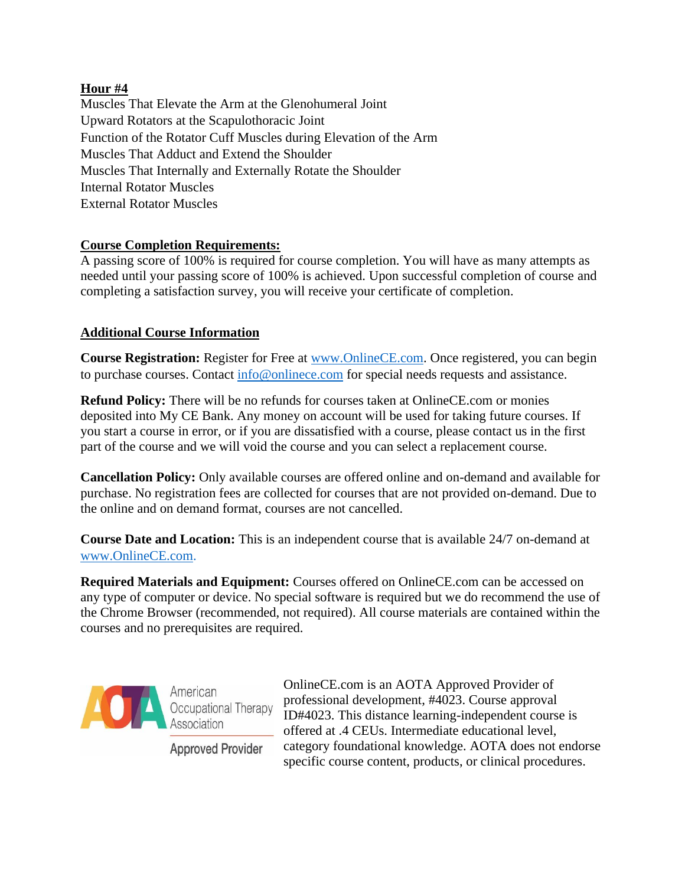**Hour #4**

Muscles That Elevate the Arm at the Glenohumeral Joint
Upward Rotators at the Scapulothoracic Joint
Function of the Rotator Cuff Muscles during Elevation of the Arm
Muscles That Adduct and Extend the Shoulder
Muscles That Internally and Externally Rotate the Shoulder
Internal Rotator Muscles
External Rotator Muscles

**Course Completion Requirements:**

A passing score of 100% is required for course completion. You will have as many attempts as needed until your passing score of 100% is achieved. Upon successful completion of course and completing a satisfaction survey, you will receive your certificate of completion.

**Additional Course Information**

**Course Registration:** Register for Free at www.OnlineCE.com. Once registered, you can begin to purchase courses. Contact info@onlinece.com for special needs requests and assistance.

**Refund Policy:** There will be no refunds for courses taken at OnlineCE.com or monies deposited into My CE Bank. Any money on account will be used for taking future courses. If you start a course in error, or if you are dissatisfied with a course, please contact us in the first part of the course and we will void the course and you can select a replacement course.

**Cancellation Policy:** Only available courses are offered online and on-demand and available for purchase. No registration fees are collected for courses that are not provided on-demand. Due to the online and on demand format, courses are not cancelled.

**Course Date and Location:** This is an independent course that is available 24/7 on-demand at www.OnlineCE.com.

**Required Materials and Equipment:** Courses offered on OnlineCE.com can be accessed on any type of computer or device. No special software is required but we do recommend the use of the Chrome Browser (recommended, not required). All course materials are contained within the courses and no prerequisites are required.

AOTA American Occupational Therapy Association Approved Provider

OnlineCE.com is an AOTA Approved Provider of professional development, #4023. Course approval ID#4023. This distance learning-independent course is offered at .4 CEUs. Intermediate educational level, category foundational knowledge. AOTA does not endorse specific course content, products, or clinical procedures.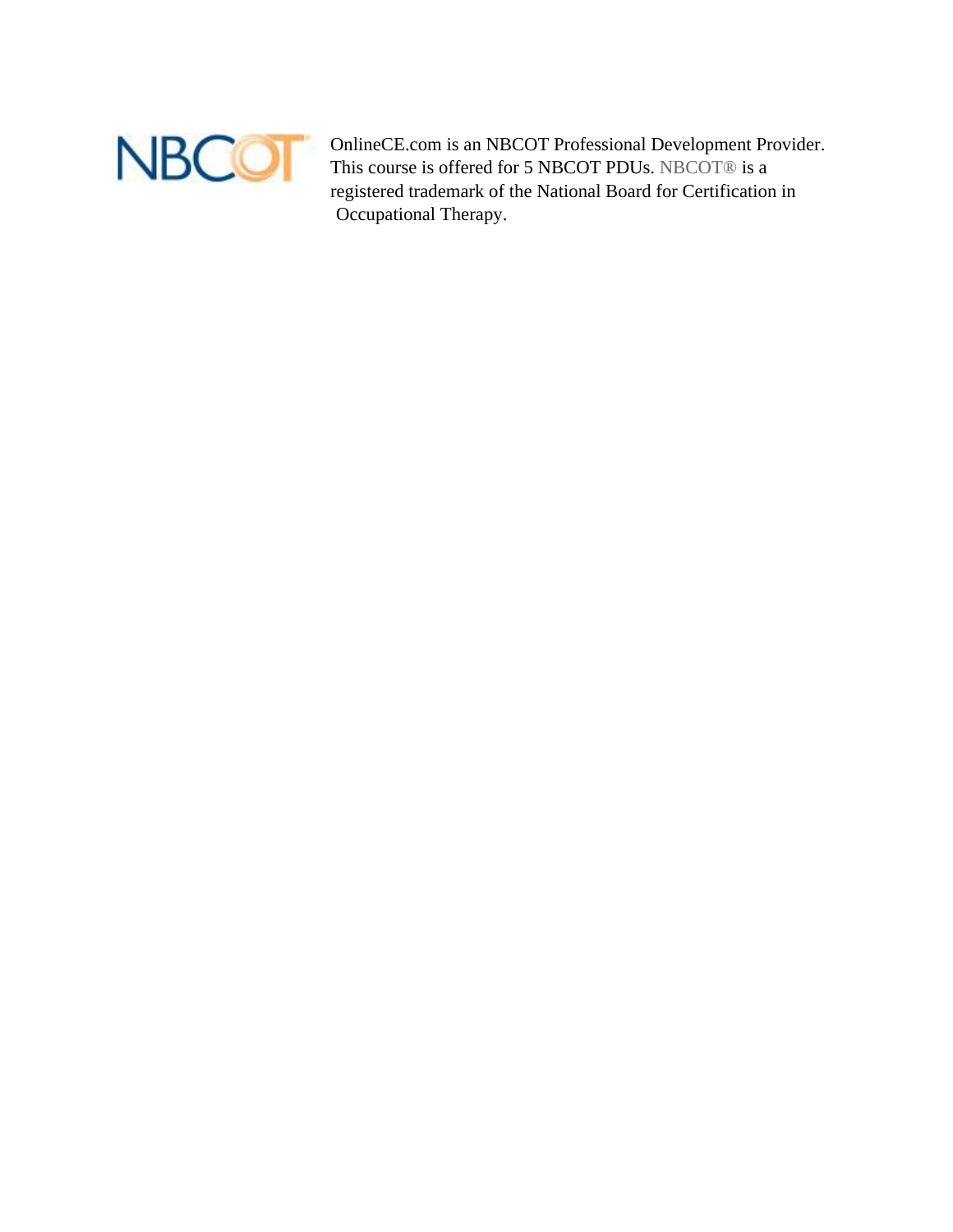OnlineCE.com is an NBCOT Professional Development Provider. This course is offered for 5 NBCOT PDUs. NBCOT® is a registered trademark of the National Board for Certification in Occupational Therapy.